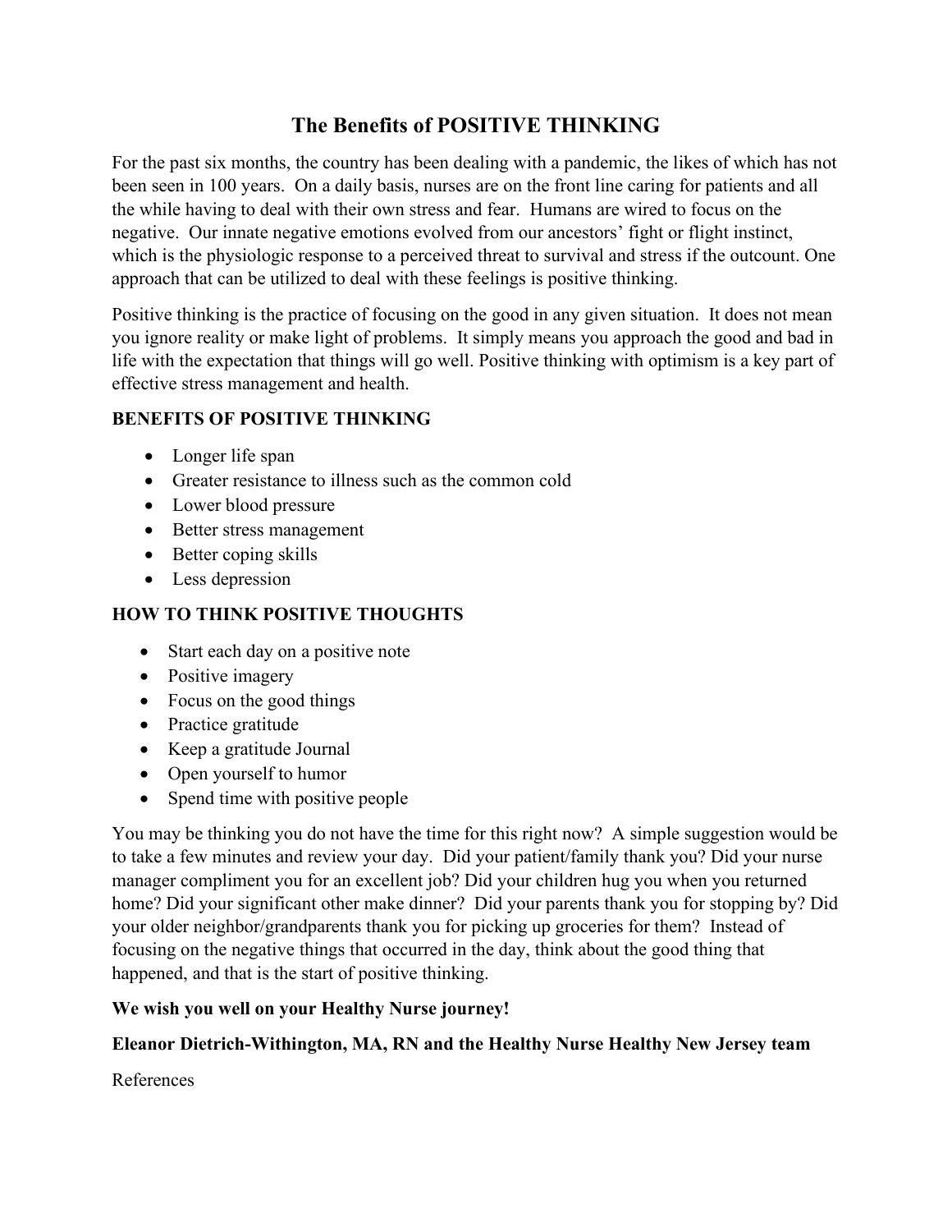# The Benefits of POSITIVE THINKING

For the past six months, the country has been dealing with a pandemic, the likes of which has not been seen in 100 years. On a daily basis, nurses are on the front line caring for patients and all the while having to deal with their own stress and fear. Humans are wired to focus on the negative. Our innate negative emotions evolved from our ancestors' fight or flight instinct, which is the physiologic response to a perceived threat to survival and stress if the outcount. One approach that can be utilized to deal with these feelings is positive thinking.

Positive thinking is the practice of focusing on the good in any given situation. It does not mean you ignore reality or make light of problems. It simply means you approach the good and bad in life with the expectation that things will go well. Positive thinking with optimism is a key part of effective stress management and health.

**BENEFITS OF POSITIVE THINKING**

- Longer life span
- Greater resistance to illness such as the common cold
- Lower blood pressure
- Better stress management
- Better coping skills
- Less depression

**HOW TO THINK POSITIVE THOUGHTS**

- Start each day on a positive note
- Positive imagery
- Focus on the good things
- Practice gratitude
- Keep a gratitude Journal
- Open yourself to humor
- Spend time with positive people

You may be thinking you do not have the time for this right now? A simple suggestion would be to take a few minutes and review your day. Did your patient/family thank you? Did your nurse manager compliment you for an excellent job? Did your children hug you when you returned home? Did your significant other make dinner? Did your parents thank you for stopping by? Did your older neighbor/grandparents thank you for picking up groceries for them? Instead of focusing on the negative things that occurred in the day, think about the good thing that happened, and that is the start of positive thinking.

**We wish you well on your Healthy Nurse journey!**

**Eleanor Dietrich-Withington, MA, RN and the Healthy Nurse Healthy New Jersey team**

References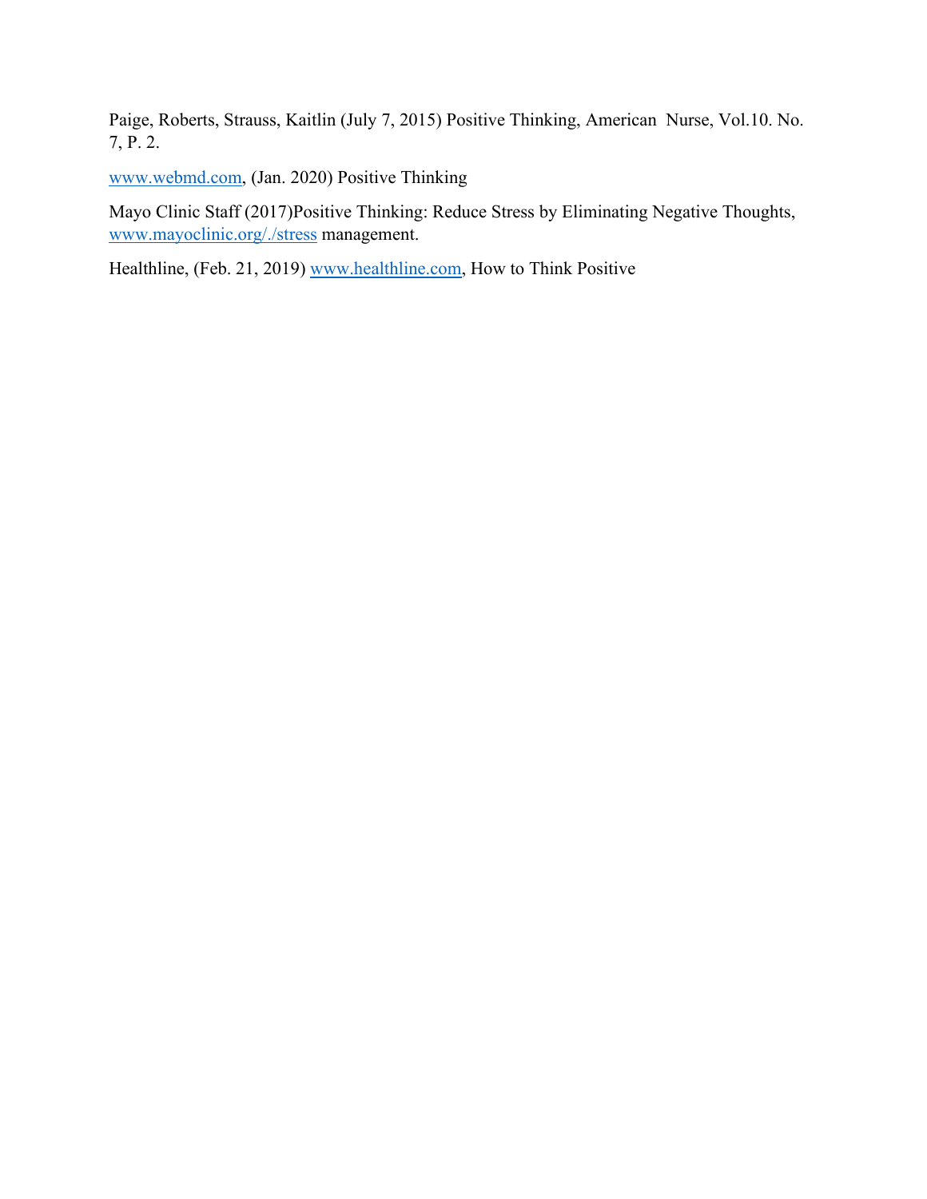Paige, Roberts, Strauss, Kaitlin (July 7, 2015) Positive Thinking, American  Nurse, Vol.10. No. 7, P. 2.

www.webmd.com, (Jan. 2020) Positive Thinking

Mayo Clinic Staff (2017)Positive Thinking: Reduce Stress by Eliminating Negative Thoughts, www.mayoclinic.org/./stress management.

Healthline, (Feb. 21, 2019) www.healthline.com, How to Think Positive